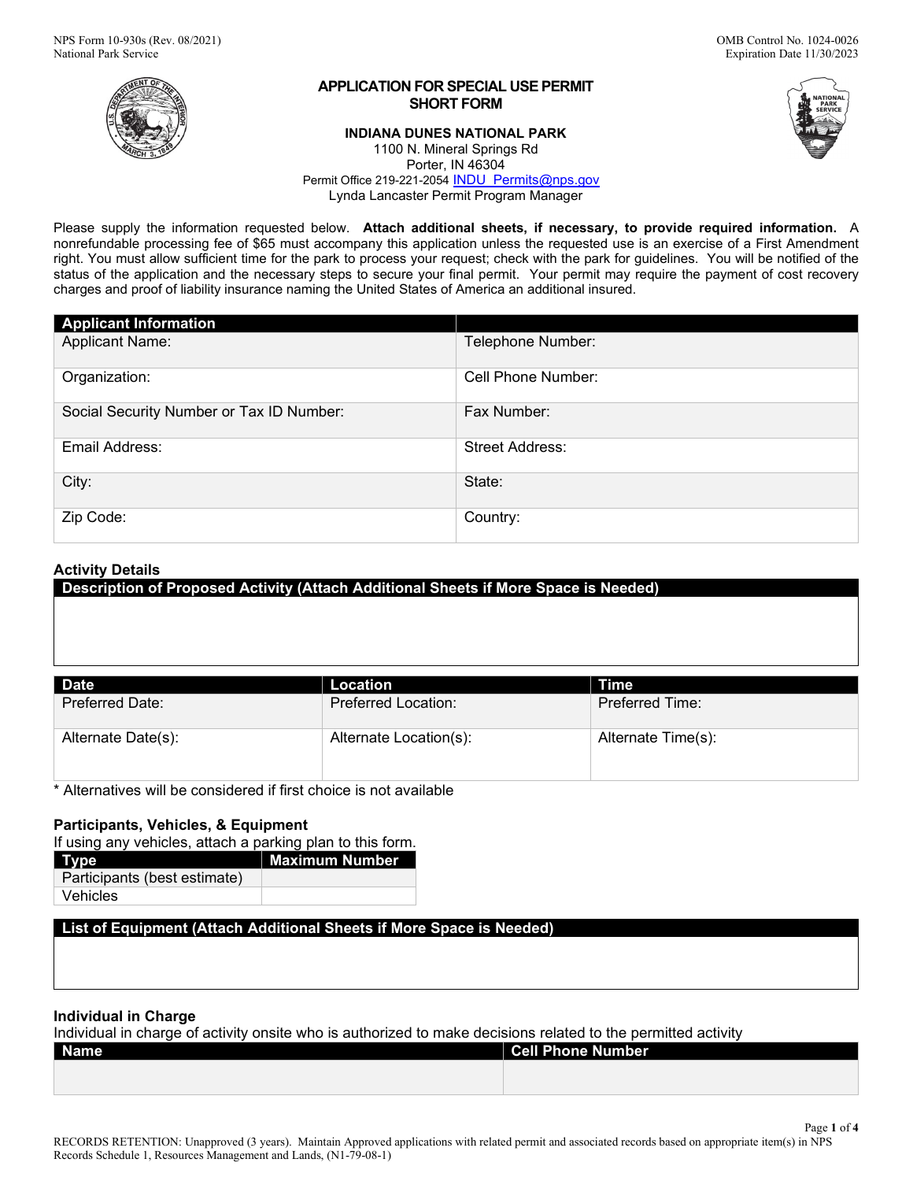NPS Form 10-930s (Rev. 08/2021)
National Park Service

OMB Control No. 1024-0026
Expiration Date 11/30/2023

# APPLICATION FOR SPECIAL USE PERMIT SHORT FORM

**INDIANA DUNES NATIONAL PARK**
1100 N. Mineral Springs Rd
Porter, IN 46304
Permit Office 219-221-2054 INDU_Permits@nps.gov
Lynda Lancaster Permit Program Manager

Please supply the information requested below. **Attach additional sheets, if necessary, to provide required information.** A nonrefundable processing fee of $65 must accompany this application unless the requested use is an exercise of a First Amendment right. You must allow sufficient time for the park to process your request; check with the park for guidelines. You will be notified of the status of the application and the necessary steps to secure your final permit. Your permit may require the payment of cost recovery charges and proof of liability insurance naming the United States of America an additional insured.

| Applicant Information | |
|---|---|
| Applicant Name: | Telephone Number: |
| Organization: | Cell Phone Number: |
| Social Security Number or Tax ID Number: | Fax Number: |
| Email Address: | Street Address: |
| City: | State: |
| Zip Code: | Country: |

## Activity Details

| Description of Proposed Activity (Attach Additional Sheets if More Space is Needed) |
|---|
| |

| Date | Location | Time |
|---|---|---|
| Preferred Date: | Preferred Location: | Preferred Time: |
| Alternate Date(s): | Alternate Location(s): | Alternate Time(s): |

\* Alternatives will be considered if first choice is not available

## Participants, Vehicles, & Equipment

If using any vehicles, attach a parking plan to this form.

| Type | Maximum Number |
|---|---|
| Participants (best estimate) | |
| Vehicles | |

| List of Equipment (Attach Additional Sheets if More Space is Needed) |
|---|
| |

## Individual in Charge

Individual in charge of activity onsite who is authorized to make decisions related to the permitted activity

| Name | Cell Phone Number |
|---|---|
| | |

RECORDS RETENTION: Unapproved (3 years). Maintain Approved applications with related permit and associated records based on appropriate item(s) in NPS Records Schedule 1, Resources Management and Lands, (N1-79-08-1)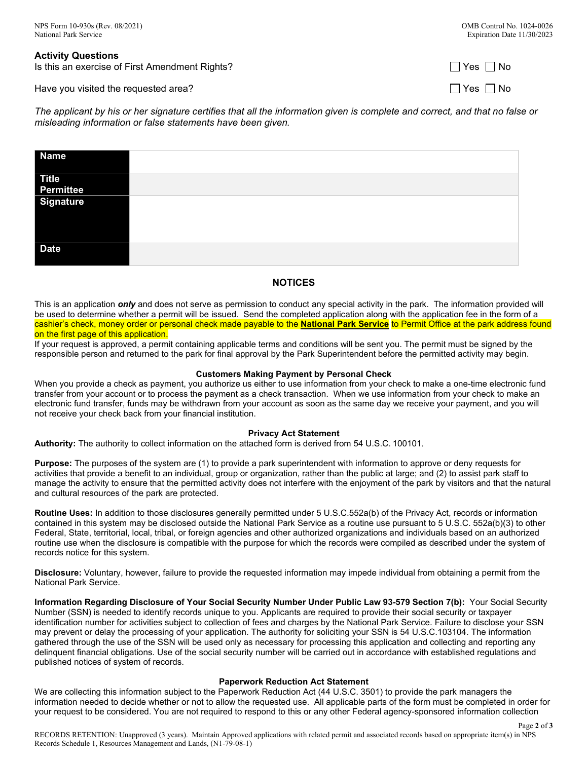## Activity Questions

Is this an exercise of First Amendment Rights? ☐ Yes ☐ No

Have you visited the requested area? ☐ Yes ☐ No

*The applicant by his or her signature certifies that all the information given is complete and correct, and that no false or misleading information or false statements have been given.*

| | |
|---|---|
| **Name** | |
| **Title Permittee** | |
| **Signature** | |
| **Date** | |

### NOTICES

This is an application ***only*** and does not serve as permission to conduct any special activity in the park. The information provided will be used to determine whether a permit will be issued. Send the completed application along with the application fee in the form of a cashier's check, money order or personal check made payable to the **National Park Service** to Permit Office at the park address found on the first page of this application.

If your request is approved, a permit containing applicable terms and conditions will be sent you. The permit must be signed by the responsible person and returned to the park for final approval by the Park Superintendent before the permitted activity may begin.

#### Customers Making Payment by Personal Check

When you provide a check as payment, you authorize us either to use information from your check to make a one-time electronic fund transfer from your account or to process the payment as a check transaction. When we use information from your check to make an electronic fund transfer, funds may be withdrawn from your account as soon as the same day we receive your payment, and you will not receive your check back from your financial institution.

#### Privacy Act Statement

**Authority:** The authority to collect information on the attached form is derived from 54 U.S.C. 100101.

**Purpose:** The purposes of the system are (1) to provide a park superintendent with information to approve or deny requests for activities that provide a benefit to an individual, group or organization, rather than the public at large; and (2) to assist park staff to manage the activity to ensure that the permitted activity does not interfere with the enjoyment of the park by visitors and that the natural and cultural resources of the park are protected.

**Routine Uses:** In addition to those disclosures generally permitted under 5 U.S.C.552a(b) of the Privacy Act, records or information contained in this system may be disclosed outside the National Park Service as a routine use pursuant to 5 U.S.C. 552a(b)(3) to other Federal, State, territorial, local, tribal, or foreign agencies and other authorized organizations and individuals based on an authorized routine use when the disclosure is compatible with the purpose for which the records were compiled as described under the system of records notice for this system.

**Disclosure:** Voluntary, however, failure to provide the requested information may impede individual from obtaining a permit from the National Park Service.

**Information Regarding Disclosure of Your Social Security Number Under Public Law 93-579 Section 7(b):** Your Social Security Number (SSN) is needed to identify records unique to you. Applicants are required to provide their social security or taxpayer identification number for activities subject to collection of fees and charges by the National Park Service. Failure to disclose your SSN may prevent or delay the processing of your application. The authority for soliciting your SSN is 54 U.S.C.103104. The information gathered through the use of the SSN will be used only as necessary for processing this application and collecting and reporting any delinquent financial obligations. Use of the social security number will be carried out in accordance with established regulations and published notices of system of records.

#### Paperwork Reduction Act Statement

We are collecting this information subject to the Paperwork Reduction Act (44 U.S.C. 3501) to provide the park managers the information needed to decide whether or not to allow the requested use. All applicable parts of the form must be completed in order for your request to be considered. You are not required to respond to this or any other Federal agency-sponsored information collection

RECORDS RETENTION: Unapproved (3 years). Maintain Approved applications with related permit and associated records based on appropriate item(s) in NPS Records Schedule 1, Resources Management and Lands, (N1-79-08-1)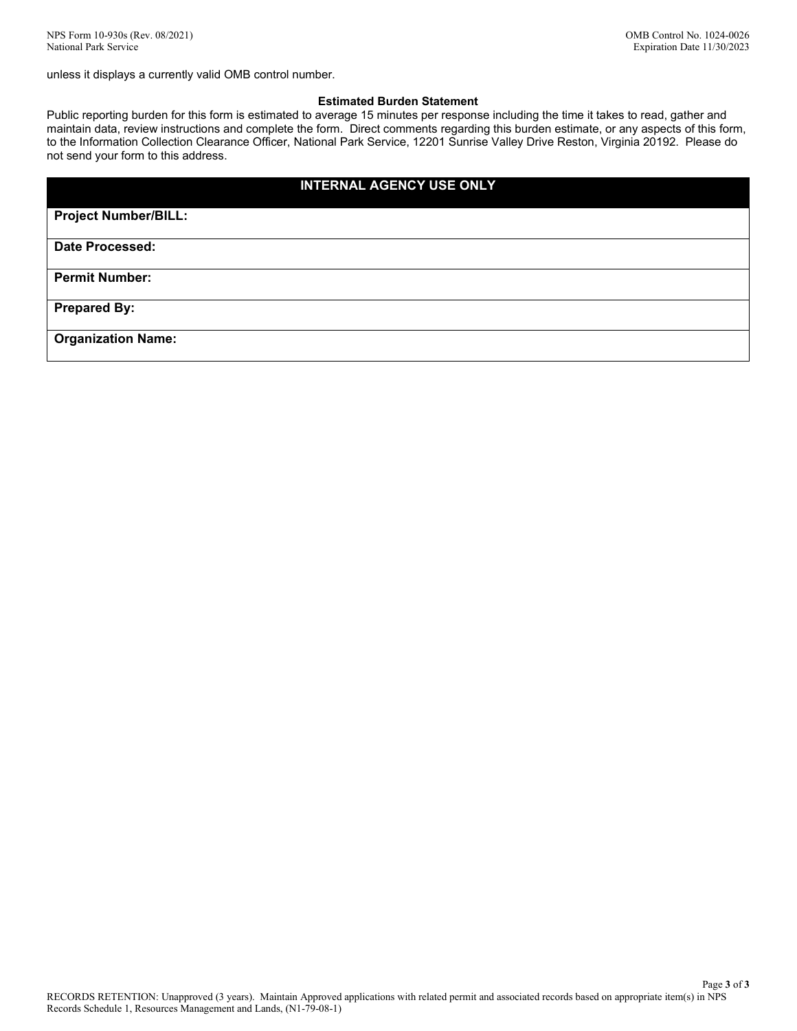unless it displays a currently valid OMB control number.

**Estimated Burden Statement**

Public reporting burden for this form is estimated to average 15 minutes per response including the time it takes to read, gather and maintain data, review instructions and complete the form. Direct comments regarding this burden estimate, or any aspects of this form, to the Information Collection Clearance Officer, National Park Service, 12201 Sunrise Valley Drive Reston, Virginia 20192. Please do not send your form to this address.

| INTERNAL AGENCY USE ONLY |
|---|
| **Project Number/BILL:** |
| **Date Processed:** |
| **Permit Number:** |
| **Prepared By:** |
| **Organization Name:** |

RECORDS RETENTION: Unapproved (3 years). Maintain Approved applications with related permit and associated records based on appropriate item(s) in NPS Records Schedule 1, Resources Management and Lands, (N1-79-08-1)